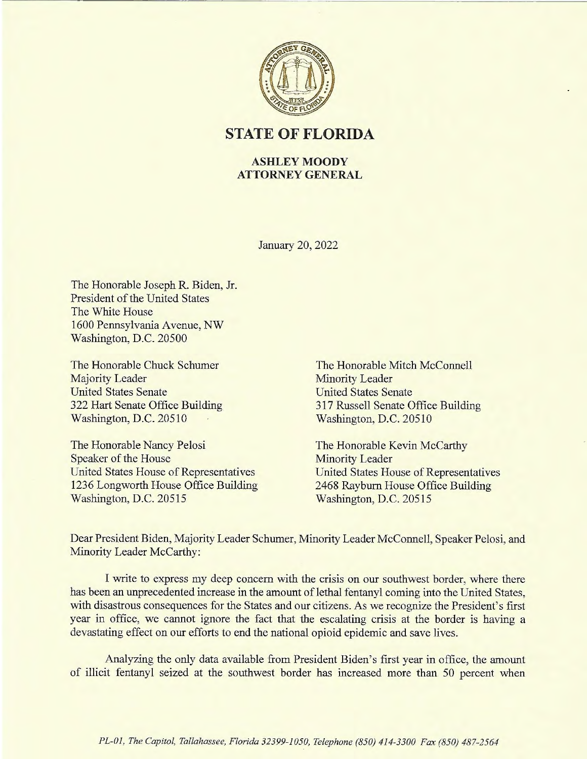# STATE OF FLORIDA

## ASHLEY MOODY
## ATTORNEY GENERAL

January 20, 2022

The Honorable Joseph R. Biden, Jr.
President of the United States
The White House
1600 Pennsylvania Avenue, NW
Washington, D.C. 20500

The Honorable Chuck Schumer
Majority Leader
United States Senate
322 Hart Senate Office Building
Washington, D.C. 20510

The Honorable Mitch McConnell
Minority Leader
United States Senate
317 Russell Senate Office Building
Washington, D.C. 20510

The Honorable Nancy Pelosi
Speaker of the House
United States House of Representatives
1236 Longworth House Office Building
Washington, D.C. 20515

The Honorable Kevin McCarthy
Minority Leader
United States House of Representatives
2468 Rayburn House Office Building
Washington, D.C. 20515

Dear President Biden, Majority Leader Schumer, Minority Leader McConnell, Speaker Pelosi, and Minority Leader McCarthy:

I write to express my deep concern with the crisis on our southwest border, where there has been an unprecedented increase in the amount of lethal fentanyl coming into the United States, with disastrous consequences for the States and our citizens. As we recognize the President's first year in office, we cannot ignore the fact that the escalating crisis at the border is having a devastating effect on our efforts to end the national opioid epidemic and save lives.

Analyzing the only data available from President Biden's first year in office, the amount of illicit fentanyl seized at the southwest border has increased more than 50 percent when

*PL-01, The Capitol, Tallahassee, Florida 32399-1050, Telephone (850) 414-3300 Fax (850) 487-2564*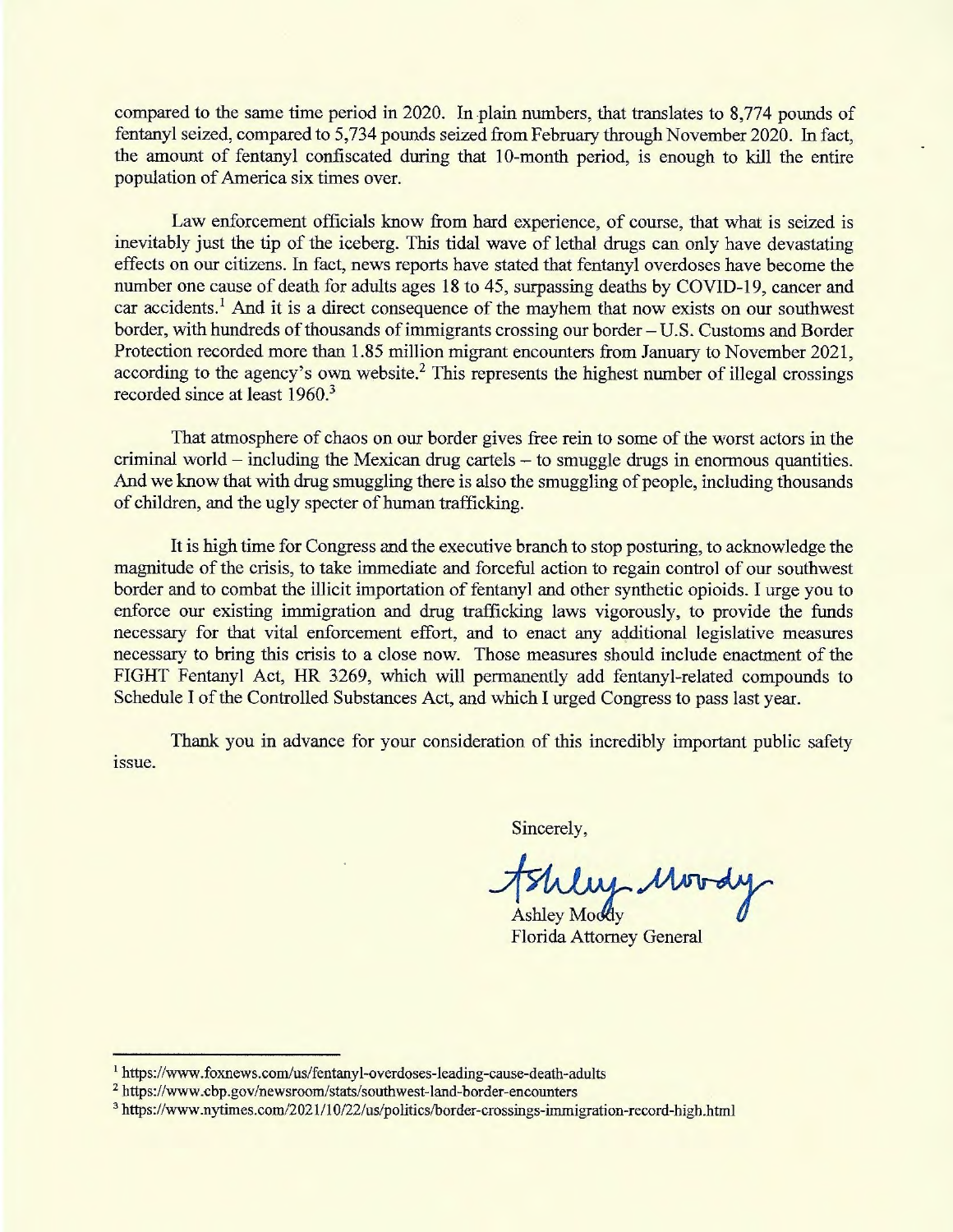compared to the same time period in 2020. In plain numbers, that translates to 8,774 pounds of fentanyl seized, compared to 5,734 pounds seized from February through November 2020. In fact, the amount of fentanyl confiscated during that 10-month period, is enough to kill the entire population of America six times over.

Law enforcement officials know from hard experience, of course, that what is seized is inevitably just the tip of the iceberg. This tidal wave of lethal drugs can only have devastating effects on our citizens. In fact, news reports have stated that fentanyl overdoses have become the number one cause of death for adults ages 18 to 45, surpassing deaths by COVID-19, cancer and car accidents.[1] And it is a direct consequence of the mayhem that now exists on our southwest border, with hundreds of thousands of immigrants crossing our border – U.S. Customs and Border Protection recorded more than 1.85 million migrant encounters from January to November 2021, according to the agency's own website.[2] This represents the highest number of illegal crossings recorded since at least 1960.[3]

That atmosphere of chaos on our border gives free rein to some of the worst actors in the criminal world – including the Mexican drug cartels – to smuggle drugs in enormous quantities. And we know that with drug smuggling there is also the smuggling of people, including thousands of children, and the ugly specter of human trafficking.

It is high time for Congress and the executive branch to stop posturing, to acknowledge the magnitude of the crisis, to take immediate and forceful action to regain control of our southwest border and to combat the illicit importation of fentanyl and other synthetic opioids. I urge you to enforce our existing immigration and drug trafficking laws vigorously, to provide the funds necessary for that vital enforcement effort, and to enact any additional legislative measures necessary to bring this crisis to a close now. Those measures should include enactment of the FIGHT Fentanyl Act, HR 3269, which will permanently add fentanyl-related compounds to Schedule I of the Controlled Substances Act, and which I urged Congress to pass last year.

Thank you in advance for your consideration of this incredibly important public safety issue.

Sincerely,

Ashley Moody
Florida Attorney General

---

[1] https://www.foxnews.com/us/fentanyl-overdoses-leading-cause-death-adults

[2] https://www.cbp.gov/newsroom/stats/southwest-land-border-encounters

[3] https://www.nytimes.com/2021/10/22/us/politics/border-crossings-immigration-record-high.html